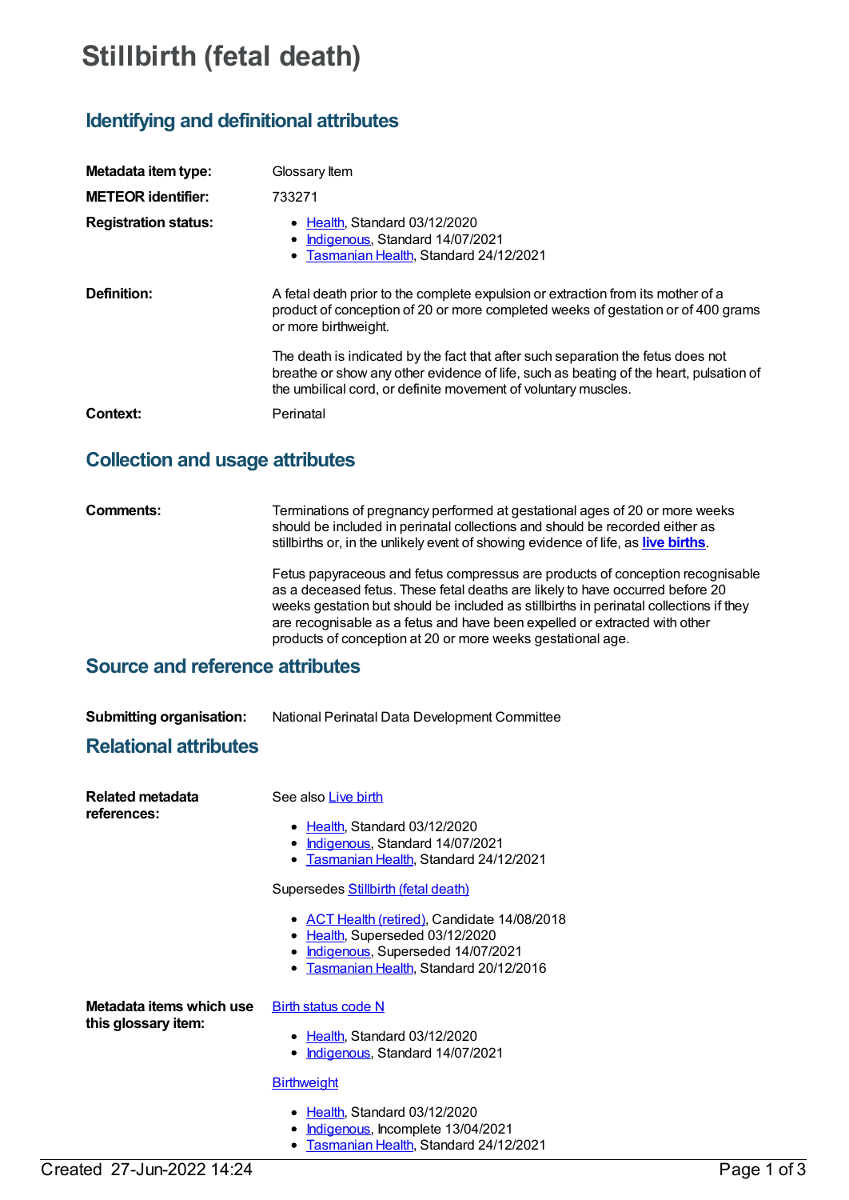# Stillbirth (fetal death)

## Identifying and definitional attributes

**Metadata item type:** Glossary Item

**METEOR identifier:** 733271

**Registration status:**

- Health, Standard 03/12/2020
- Indigenous, Standard 14/07/2021
- Tasmanian Health, Standard 24/12/2021

**Definition:** A fetal death prior to the complete expulsion or extraction from its mother of a product of conception of 20 or more completed weeks of gestation or of 400 grams or more birthweight.

The death is indicated by the fact that after such separation the fetus does not breathe or show any other evidence of life, such as beating of the heart, pulsation of the umbilical cord, or definite movement of voluntary muscles.

**Context:** Perinatal

## Collection and usage attributes

**Comments:** Terminations of pregnancy performed at gestational ages of 20 or more weeks should be included in perinatal collections and should be recorded either as stillbirths or, in the unlikely event of showing evidence of life, as **live births**.

Fetus papyraceous and fetus compressus are products of conception recognisable as a deceased fetus. These fetal deaths are likely to have occurred before 20 weeks gestation but should be included as stillbirths in perinatal collections if they are recognisable as a fetus and have been expelled or extracted with other products of conception at 20 or more weeks gestational age.

## Source and reference attributes

**Submitting organisation:** National Perinatal Data Development Committee

## Relational attributes

**Related metadata references:**

See also Live birth

- Health, Standard 03/12/2020
- Indigenous, Standard 14/07/2021
- Tasmanian Health, Standard 24/12/2021

Supersedes Stillbirth (fetal death)

- ACT Health (retired), Candidate 14/08/2018
- Health, Superseded 03/12/2020
- Indigenous, Superseded 14/07/2021
- Tasmanian Health, Standard 20/12/2016

**Metadata items which use this glossary item:**

Birth status code N

- Health, Standard 03/12/2020
- Indigenous, Standard 14/07/2021

Birthweight

- Health, Standard 03/12/2020
- Indigenous, Incomplete 13/04/2021
- Tasmanian Health, Standard 24/12/2021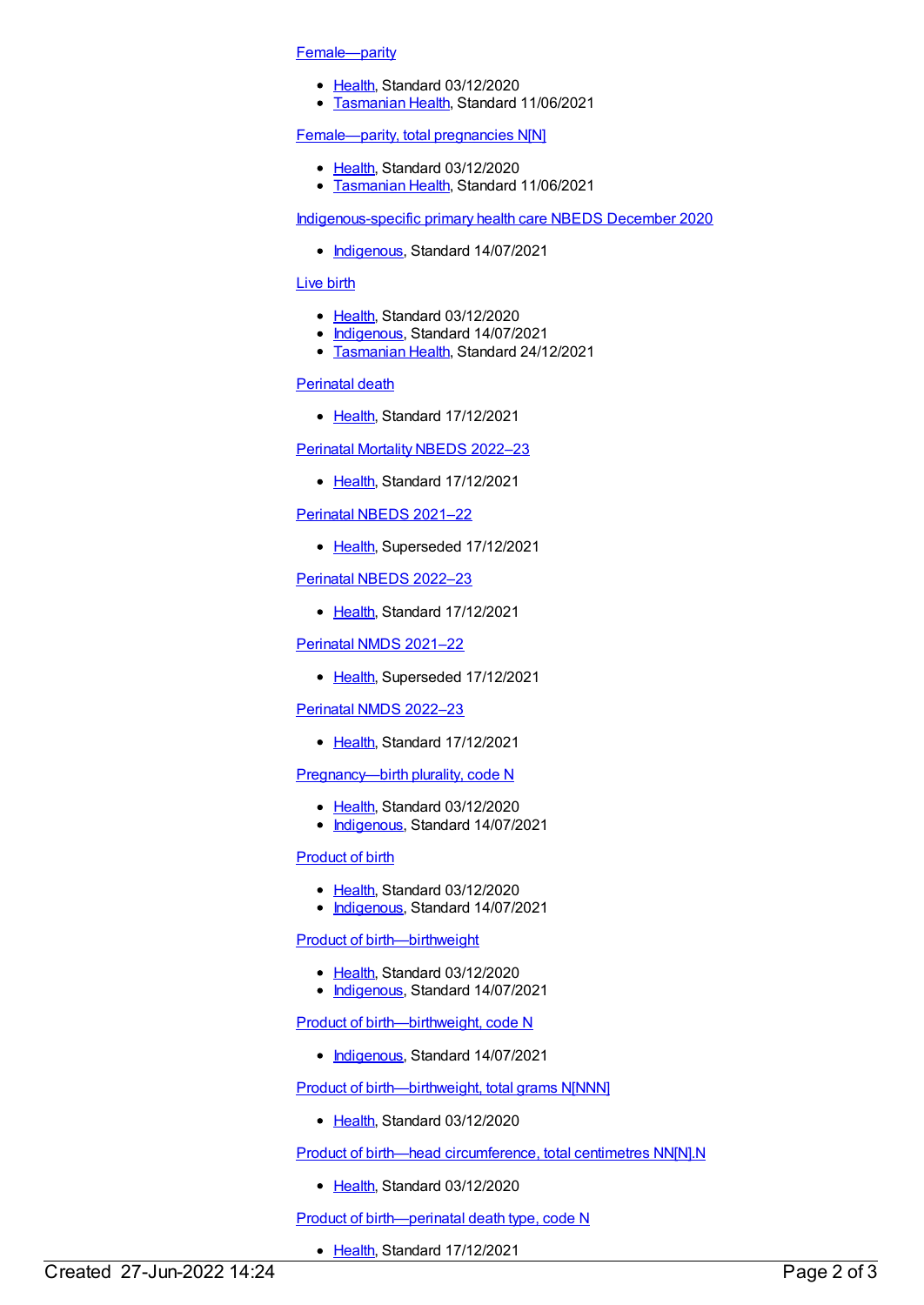[Female—parity](#)

- [Health](#), Standard 03/12/2020
- [Tasmanian Health](#), Standard 11/06/2021

[Female—parity, total pregnancies N[N]](#)

- [Health](#), Standard 03/12/2020
- [Tasmanian Health](#), Standard 11/06/2021

[Indigenous-specific primary health care NBEDS December 2020](#)

- [Indigenous](#), Standard 14/07/2021

[Live birth](#)

- [Health](#), Standard 03/12/2020
- [Indigenous](#), Standard 14/07/2021
- [Tasmanian Health](#), Standard 24/12/2021

[Perinatal death](#)

- [Health](#), Standard 17/12/2021

[Perinatal Mortality NBEDS 2022–23](#)

- [Health](#), Standard 17/12/2021

[Perinatal NBEDS 2021–22](#)

- [Health](#), Superseded 17/12/2021

[Perinatal NBEDS 2022–23](#)

- [Health](#), Standard 17/12/2021

[Perinatal NMDS 2021–22](#)

- [Health](#), Superseded 17/12/2021

[Perinatal NMDS 2022–23](#)

- [Health](#), Standard 17/12/2021

[Pregnancy—birth plurality, code N](#)

- [Health](#), Standard 03/12/2020
- [Indigenous](#), Standard 14/07/2021

[Product of birth](#)

- [Health](#), Standard 03/12/2020
- [Indigenous](#), Standard 14/07/2021

[Product of birth—birthweight](#)

- [Health](#), Standard 03/12/2020
- [Indigenous](#), Standard 14/07/2021

[Product of birth—birthweight, code N](#)

- [Indigenous](#), Standard 14/07/2021

[Product of birth—birthweight, total grams N[NNN]](#)

- [Health](#), Standard 03/12/2020

[Product of birth—head circumference, total centimetres NN[N].N](#)

- [Health](#), Standard 03/12/2020

[Product of birth—perinatal death type, code N](#)

- [Health](#), Standard 17/12/2021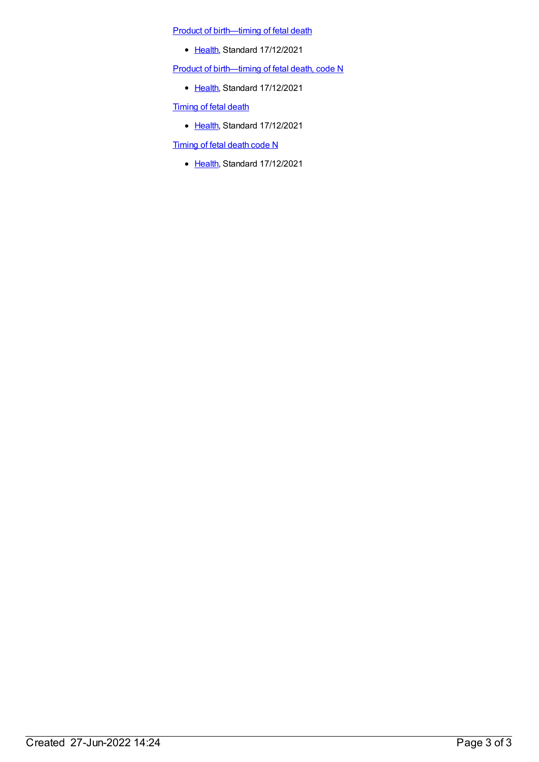Product of birth—timing of fetal death

- Health, Standard 17/12/2021

Product of birth—timing of fetal death, code N

- Health, Standard 17/12/2021

Timing of fetal death

- Health, Standard 17/12/2021

Timing of fetal death code N

- Health, Standard 17/12/2021